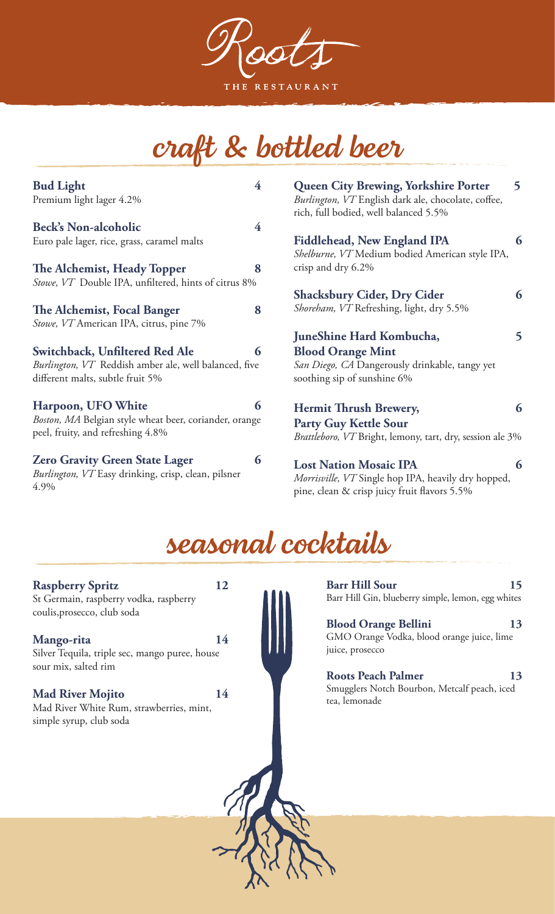# Roots

THE RESTAURANT

## craft & bottled beer

**Bud Light** **4**
Premium light lager 4.2%

**Beck's Non-alcoholic** **4**
Euro pale lager, rice, grass, caramel malts

**The Alchemist, Heady Topper** **8**
*Stowe, VT* Double IPA, unfiltered, hints of citrus 8%

**The Alchemist, Focal Banger** **8**
*Stowe, VT* American IPA, citrus, pine 7%

**Switchback, Unfiltered Red Ale** **6**
*Burlington, VT* Reddish amber ale, well balanced, five different malts, subtle fruit 5%

**Harpoon, UFO White** **6**
*Boston, MA* Belgian style wheat beer, coriander, orange peel, fruity, and refreshing 4.8%

**Zero Gravity Green State Lager** **6**
*Burlington, VT* Easy drinking, crisp, clean, pilsner 4.9%

**Queen City Brewing, Yorkshire Porter** **5**
*Burlington, VT* English dark ale, chocolate, coffee, rich, full bodied, well balanced 5.5%

**Fiddlehead, New England IPA** **6**
*Shelburne, VT* Medium bodied American style IPA, crisp and dry 6.2%

**Shacksbury Cider, Dry Cider** **6**
*Shoreham, VT* Refreshing, light, dry 5.5%

**JuneShine Hard Kombucha, Blood Orange Mint** **5**
*San Diego, CA* Dangerously drinkable, tangy yet soothing sip of sunshine 6%

**Hermit Thrush Brewery, Party Guy Kettle Sour** **6**
*Brattleboro, VT* Bright, lemony, tart, dry, session ale 3%

**Lost Nation Mosaic IPA** **6**
*Morrisville, VT* Single hop IPA, heavily dry hopped, pine, clean & crisp juicy fruit flavors 5.5%

## seasonal cocktails

**Raspberry Spritz** **12**
St Germain, raspberry vodka, raspberry coulis,prosecco, club soda

**Mango-rita** **14**
Silver Tequila, triple sec, mango puree, house sour mix, salted rim

**Mad River Mojito** **14**
Mad River White Rum, strawberries, mint, simple syrup, club soda

**Barr Hill Sour** **15**
Barr Hill Gin, blueberry simple, lemon, egg whites

**Blood Orange Bellini** **13**
GMO Orange Vodka, blood orange juice, lime juice, prosecco

**Roots Peach Palmer** **13**
Smugglers Notch Bourbon, Metcalf peach, iced tea, lemonade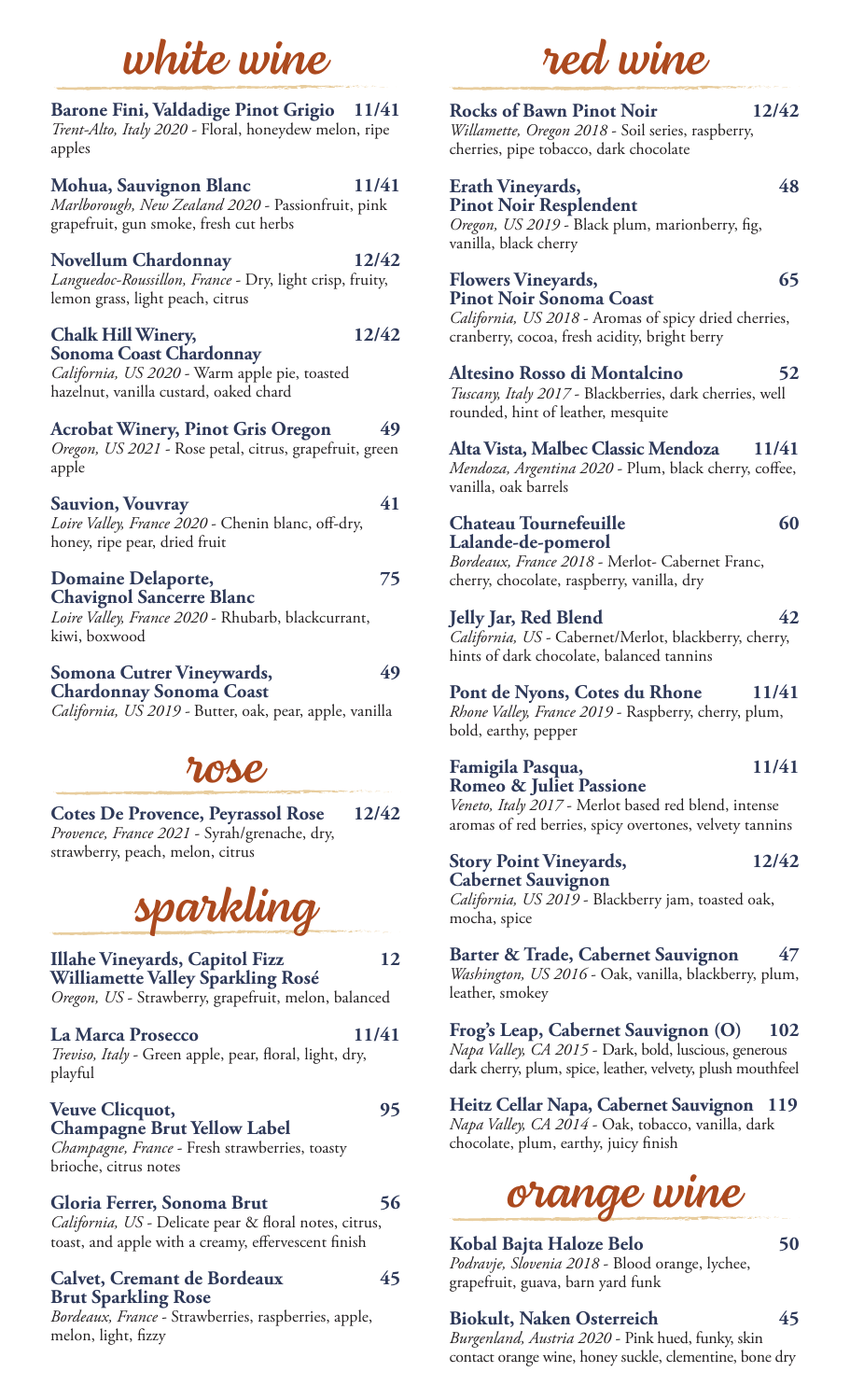# white wine

**Barone Fini, Valdadige Pinot Grigio** 11/41
*Trent-Alto, Italy 2020* - Floral, honeydew melon, ripe apples

**Mohua, Sauvignon Blanc** 11/41
*Marlborough, New Zealand 2020* - Passionfruit, pink grapefruit, gun smoke, fresh cut herbs

**Novellum Chardonnay** 12/42
*Languedoc-Roussillon, France* - Dry, light crisp, fruity, lemon grass, light peach, citrus

**Chalk Hill Winery, Sonoma Coast Chardonnay** 12/42
*California, US 2020* - Warm apple pie, toasted hazelnut, vanilla custard, oaked chard

**Acrobat Winery, Pinot Gris Oregon** 49
*Oregon, US 2021* - Rose petal, citrus, grapefruit, green apple

**Sauvion, Vouvray** 41
*Loire Valley, France 2020* - Chenin blanc, off-dry, honey, ripe pear, dried fruit

**Domaine Delaporte, Chavignol Sancerre Blanc** 75
*Loire Valley, France 2020* - Rhubarb, blackcurrant, kiwi, boxwood

**Somona Cutrer Vineyards, Chardonnay Sonoma Coast** 49
*California, US 2019* - Butter, oak, pear, apple, vanilla

# rose

**Cotes De Provence, Peyrassol Rose** 12/42
*Provence, France 2021* - Syrah/grenache, dry, strawberry, peach, melon, citrus

# sparkling

**Illahe Vineyards, Capitol Fizz Williamette Valley Sparkling Rosé** 12
*Oregon, US* - Strawberry, grapefruit, melon, balanced

**La Marca Prosecco** 11/41
*Treviso, Italy* - Green apple, pear, floral, light, dry, playful

**Veuve Clicquot, Champagne Brut Yellow Label** 95
*Champagne, France* - Fresh strawberries, toasty brioche, citrus notes

**Gloria Ferrer, Sonoma Brut** 56
*California, US* - Delicate pear & floral notes, citrus, toast, and apple with a creamy, effervescent finish

**Calvet, Cremant de Bordeaux Brut Sparkling Rose** 45
*Bordeaux, France* - Strawberries, raspberries, apple, melon, light, fizzy

# red wine

**Rocks of Bawn Pinot Noir** 12/42
*Willamette, Oregon 2018* - Soil series, raspberry, cherries, pipe tobacco, dark chocolate

**Erath Vineyards, Pinot Noir Resplendent** 48
*Oregon, US 2019* - Black plum, marionberry, fig, vanilla, black cherry

**Flowers Vineyards, Pinot Noir Sonoma Coast** 65
*California, US 2018* - Aromas of spicy dried cherries, cranberry, cocoa, fresh acidity, bright berry

**Altesino Rosso di Montalcino** 52
*Tuscany, Italy 2017* - Blackberries, dark cherries, well rounded, hint of leather, mesquite

**Alta Vista, Malbec Classic Mendoza** 11/41
*Mendoza, Argentina 2020* - Plum, black cherry, coffee, vanilla, oak barrels

**Chateau Tournefeuille Lalande-de-pomerol** 60
*Bordeaux, France 2018* - Merlot- Cabernet Franc, cherry, chocolate, raspberry, vanilla, dry

**Jelly Jar, Red Blend** 42
*California, US* - Cabernet/Merlot, blackberry, cherry, hints of dark chocolate, balanced tannins

**Pont de Nyons, Cotes du Rhone** 11/41
*Rhone Valley, France 2019* - Raspberry, cherry, plum, bold, earthy, pepper

**Famigila Pasqua, Romeo & Juliet Passione** 11/41
*Veneto, Italy 2017* - Merlot based red blend, intense aromas of red berries, spicy overtones, velvety tannins

**Story Point Vineyards, Cabernet Sauvignon** 12/42
*California, US 2019* - Blackberry jam, toasted oak, mocha, spice

**Barter & Trade, Cabernet Sauvignon** 47
*Washington, US 2016* - Oak, vanilla, blackberry, plum, leather, smokey

**Frog's Leap, Cabernet Sauvignon (O)** 102
*Napa Valley, CA 2015* - Dark, bold, luscious, generous dark cherry, plum, spice, leather, velvety, plush mouthfeel

**Heitz Cellar Napa, Cabernet Sauvignon** 119
*Napa Valley, CA 2014* - Oak, tobacco, vanilla, dark chocolate, plum, earthy, juicy finish

# orange wine

**Kobal Bajta Haloze Belo** 50
*Podravje, Slovenia 2018* - Blood orange, lychee, grapefruit, guava, barn yard funk

**Biokult, Naken Osterreich** 45
*Burgenland, Austria 2020* - Pink hued, funky, skin contact orange wine, honey suckle, clementine, bone dry